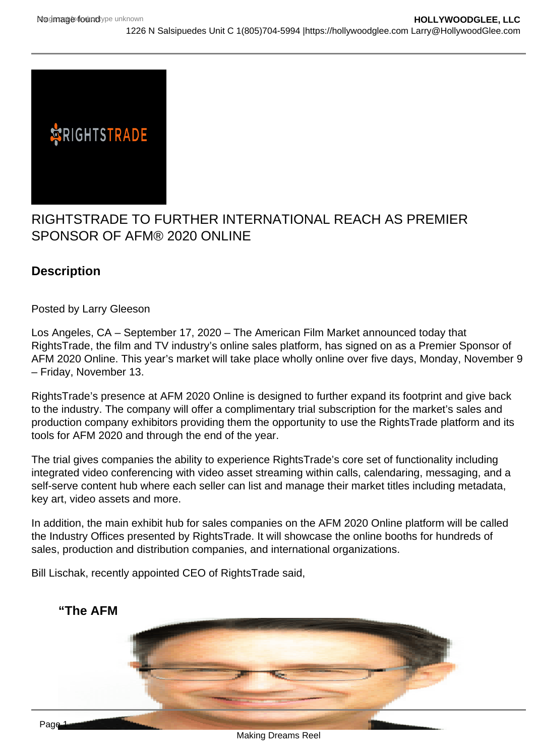# RIGHTSTRADE TO FURTHER INTERNATIONAL REACH AS PREMIER SPONSOR OF AFM® 2020 ONLINE

## Description

Posted by Larry Gleeson

Los Angeles, CA – September 17, 2020 – The American Film Market announced today that RightsTrade, the film and TV industry's online sales platform, has signed on as a Premier Sponsor of AFM 2020 Online. This year's market will take place wholly online over five days, Monday, November 9 – Friday, November 13.

RightsTrade's presence at AFM 2020 Online is designed to further expand its footprint and give back to the industry. The company will offer a complimentary trial subscription for the market's sales and production company exhibitors providing them the opportunity to use the RightsTrade platform and its tools for AFM 2020 and through the end of the year.

The trial gives companies the ability to experience RightsTrade's core set of functionality including integrated video conferencing with video asset streaming within calls, calendaring, messaging, and a self-serve content hub where each seller can list and manage their market titles including metadata, key art, video assets and more.

In addition, the main exhibit hub for sales companies on the AFM 2020 Online platform will be called the Industry Offices presented by RightsTrade. It will showcase the online booths for hundreds of sales, production and distribution companies, and international organizations.

Bill Lischak, recently appointed CEO of RightsTrade said,

**"The AFM**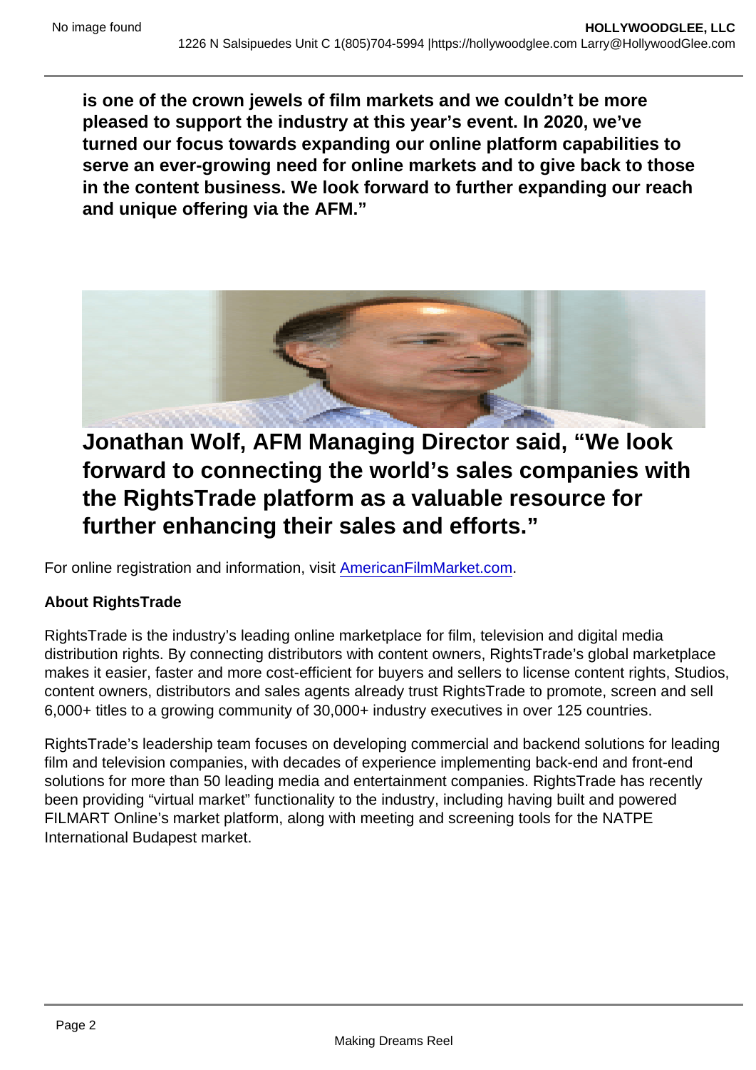**is one of the crown jewels of film markets and we couldn't be more pleased to support the industry at this year's event. In 2020, we've turned our focus towards expanding our online platform capabilities to serve an ever-growing need for online markets and to give back to those in the content business. We look forward to further expanding our reach and unique offering via the AFM."**

## Jonathan Wolf, AFM Managing Director said, "We look forward to connecting the world's sales companies with the RightsTrade platform as a valuable resource for further enhancing their sales and efforts."

For online registration and information, visit [AmericanFilmMarket.com](AmericanFilmMarket.com).

**About RightsTrade**

RightsTrade is the industry's leading online marketplace for film, television and digital media distribution rights. By connecting distributors with content owners, RightsTrade's global marketplace makes it easier, faster and more cost-efficient for buyers and sellers to license content rights, Studios, content owners, distributors and sales agents already trust RightsTrade to promote, screen and sell 6,000+ titles to a growing community of 30,000+ industry executives in over 125 countries.

RightsTrade's leadership team focuses on developing commercial and backend solutions for leading film and television companies, with decades of experience implementing back-end and front-end solutions for more than 50 leading media and entertainment companies. RightsTrade has recently been providing "virtual market" functionality to the industry, including having built and powered FILMART Online's market platform, along with meeting and screening tools for the NATPE International Budapest market.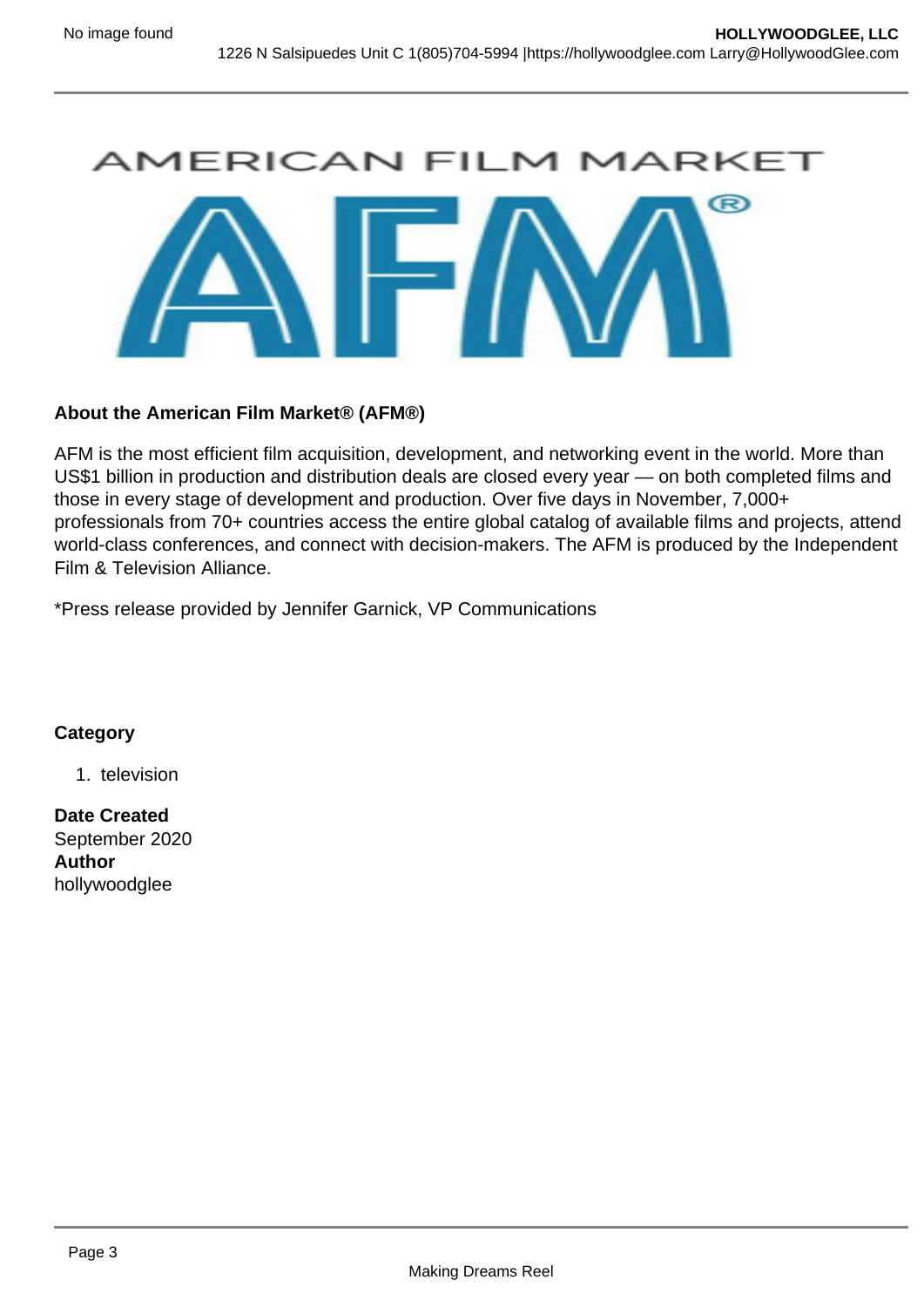**About the American Film Market® (AFM®)**

AFM is the most efficient film acquisition, development, and networking event in the world. More than US$1 billion in production and distribution deals are closed every year — on both completed films and those in every stage of development and production. Over five days in November, 7,000+ professionals from 70+ countries access the entire global catalog of available films and projects, attend world-class conferences, and connect with decision-makers. The AFM is produced by the Independent Film & Television Alliance.

*Press release provided by Jennifer Garnick, VP Communications

**Category**

1. television

**Date Created**
September 2020
**Author**
hollywoodglee